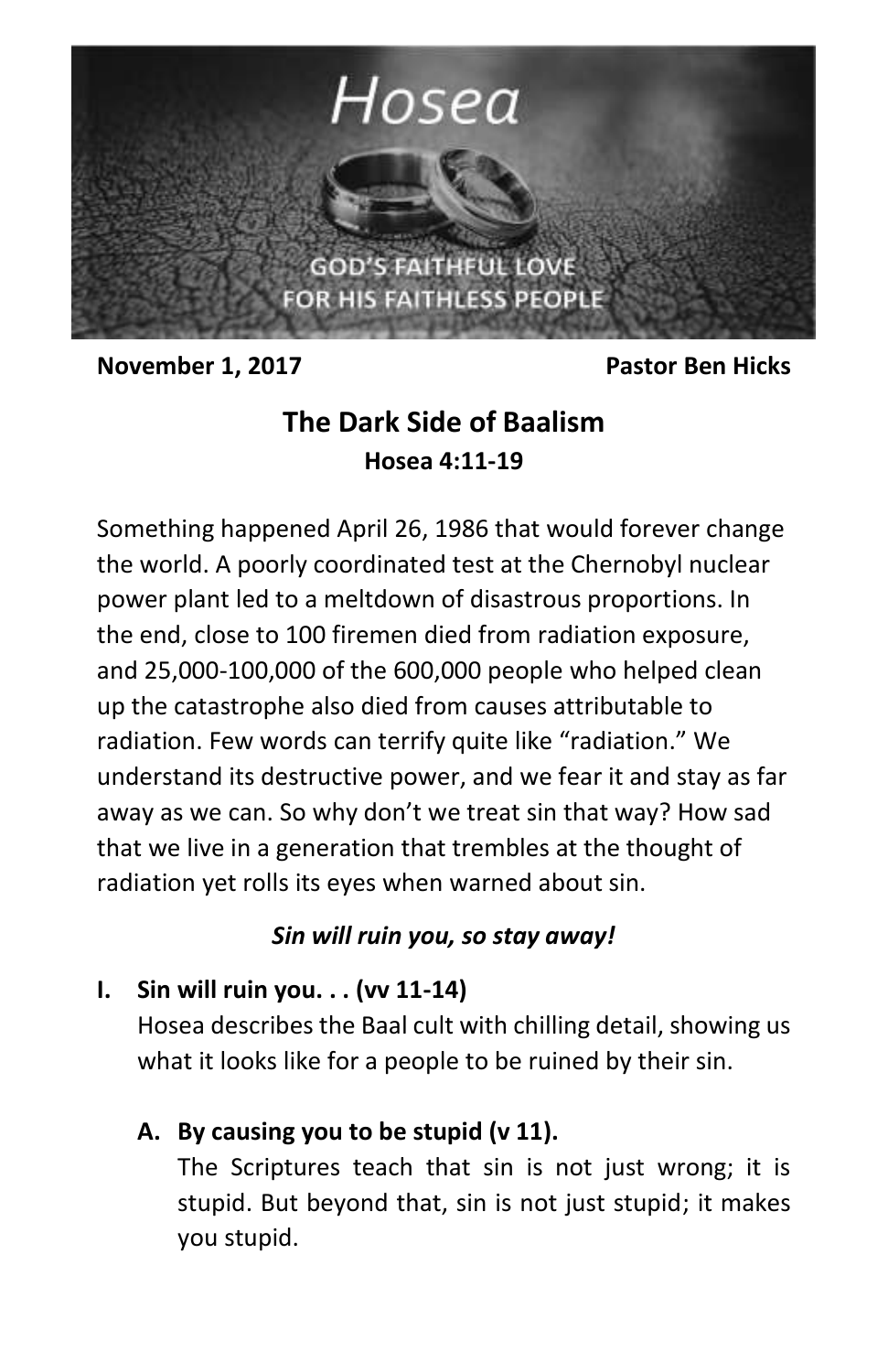# Hosea

GOD'S FAITHFUL LOVE
FOR HIS FAITHLESS PEOPLE

**November 1, 2017** **Pastor Ben Hicks**

## The Dark Side of Baalism

**Hosea 4:11-19**

Something happened April 26, 1986 that would forever change the world. A poorly coordinated test at the Chernobyl nuclear power plant led to a meltdown of disastrous proportions. In the end, close to 100 firemen died from radiation exposure, and 25,000-100,000 of the 600,000 people who helped clean up the catastrophe also died from causes attributable to radiation. Few words can terrify quite like "radiation." We understand its destructive power, and we fear it and stay as far away as we can. So why don't we treat sin that way? How sad that we live in a generation that trembles at the thought of radiation yet rolls its eyes when warned about sin.

***Sin will ruin you, so stay away!***

**I. Sin will ruin you. . . (vv 11-14)**

Hosea describes the Baal cult with chilling detail, showing us what it looks like for a people to be ruined by their sin.

**A. By causing you to be stupid (v 11).**

The Scriptures teach that sin is not just wrong; it is stupid. But beyond that, sin is not just stupid; it makes you stupid.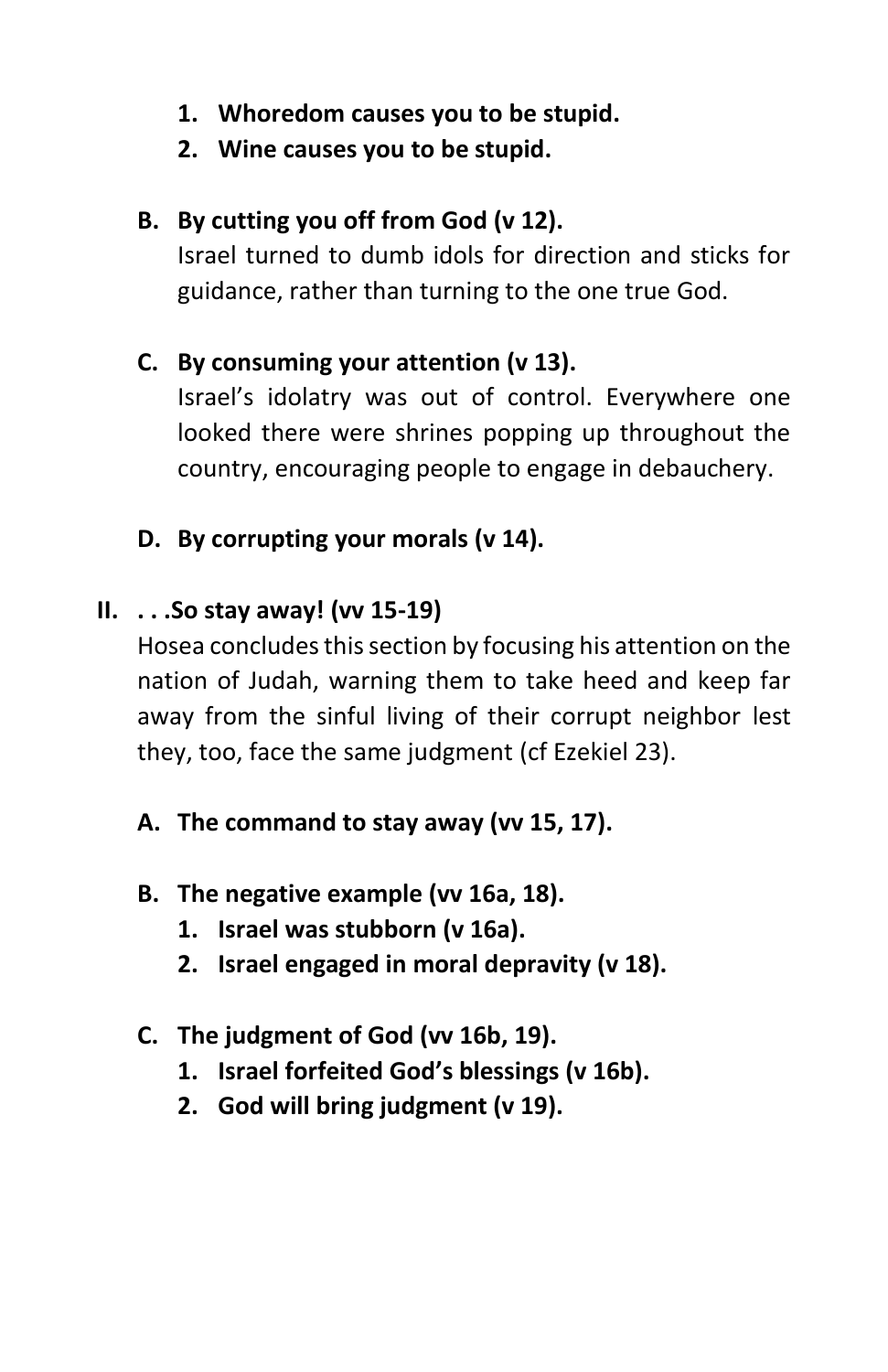1. **Whoredom causes you to be stupid.**
2. **Wine causes you to be stupid.**

**B. By cutting you off from God (v 12).**

Israel turned to dumb idols for direction and sticks for guidance, rather than turning to the one true God.

**C. By consuming your attention (v 13).**

Israel's idolatry was out of control. Everywhere one looked there were shrines popping up throughout the country, encouraging people to engage in debauchery.

**D. By corrupting your morals (v 14).**

## II. . . .So stay away! (vv 15-19)

Hosea concludes this section by focusing his attention on the nation of Judah, warning them to take heed and keep far away from the sinful living of their corrupt neighbor lest they, too, face the same judgment (cf Ezekiel 23).

**A. The command to stay away (vv 15, 17).**

**B. The negative example (vv 16a, 18).**

1. **Israel was stubborn (v 16a).**
2. **Israel engaged in moral depravity (v 18).**

**C. The judgment of God (vv 16b, 19).**

1. **Israel forfeited God's blessings (v 16b).**
2. **God will bring judgment (v 19).**